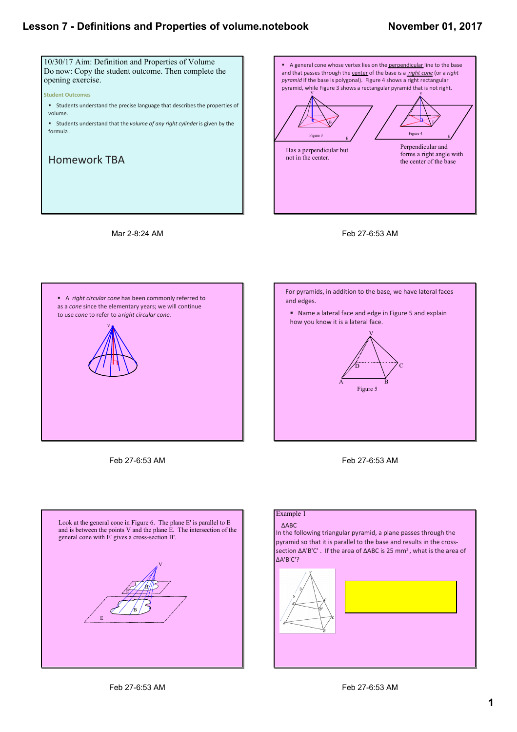10/30/17 Aim: Definition and Properties of Volume
Do now: Copy the student outcome. Then complete the opening exercise.

**Student Outcomes**

- Students understand the precise language that describes the properties of volume.
- Students understand that the *volume of any right cylinder* is given by the formula .

Homework TBA

Mar 2-8:24 AM

- A general cone whose vertex lies on the perpendicular line to the base and that passes through the center of the base is a *right cone* (or a *right pyramid* if the base is polygonal). Figure 4 shows a right rectangular pyramid, while Figure 3 shows a rectangular pyramid that is not right.

Figure 3

Figure 4

Has a perpendicular but not in the center.

Perpendicular and forms a right angle with the center of the base

Feb 27-6:53 AM

- A *right circular cone* has been commonly referred to as a *cone* since the elementary years; we will continue to use *cone* to refer to a *right circular cone*.

Feb 27-6:53 AM

For pyramids, in addition to the base, we have lateral faces and edges.

- Name a lateral face and edge in Figure 5 and explain how you know it is a lateral face.

Figure 5

Feb 27-6:53 AM

Look at the general cone in Figure 6. The plane E' is parallel to E and is between the points V and the plane E. The intersection of the general cone with E' gives a cross-section B'.

Feb 27-6:53 AM

Example 1

ΔABC

In the following triangular pyramid, a plane passes through the pyramid so that it is parallel to the base and results in the cross-section ΔA'B'C'. If the area of ΔABC is 25 $mm^2$, what is the area of ΔA'B'C'?

Feb 27-6:53 AM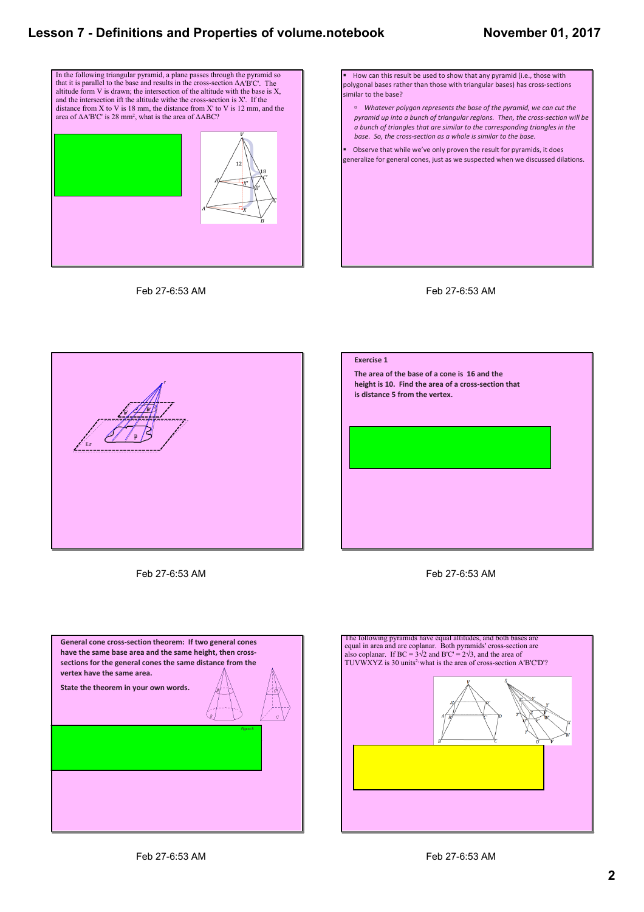In the following triangular pyramid, a plane passes through the pyramid so that it is parallel to the base and results in the cross-section $\Delta A'B'C'$. The altitude form V is drawn; the intersection of the altitude with the base is X, and the intersection ift the altitude withe the cross-section is X'. If the distance from X to V is 18 mm, the distance from X' to V is 12 mm, and the area of $\Delta A'B'C'$ is 28 mm$^2$, what is the area of $\Delta ABC$?

Feb 27-6:53 AM

- How can this result be used to show that any pyramid (i.e., those with polygonal bases rather than those with triangular bases) has cross-sections similar to the base?
  - *Whatever polygon represents the base of the pyramid, we can cut the pyramid up into a bunch of triangular regions. Then, the cross-section will be a bunch of triangles that are similar to the corresponding triangles in the base. So, the cross-section as a whole is similar to the base.*
- Observe that while we've only proven the result for pyramids, it does generalize for general cones, just as we suspected when we discussed dilations.

Feb 27-6:53 AM

Feb 27-6:53 AM

**Exercise 1**

**The area of the base of a cone is 16 and the height is 10. Find the area of a cross-section that is distance 5 from the vertex.**

Feb 27-6:53 AM

**General cone cross-section theorem: If two general cones have the same base area and the same height, then cross-sections for the general cones the same distance from the vertex have the same area.**

**State the theorem in your own words.**

Feb 27-6:53 AM

The following pyramids have equal altitudes, and both bases are equal in area and are coplanar. Both pyramids' cross-section are also coplanar. If $BC = 3\sqrt{2}$ and $B'C' = 2\sqrt{3}$, and the area of TUVWXYZ is 30 units$^2$ what is the area of cross-section A'B'C'D'?

Feb 27-6:53 AM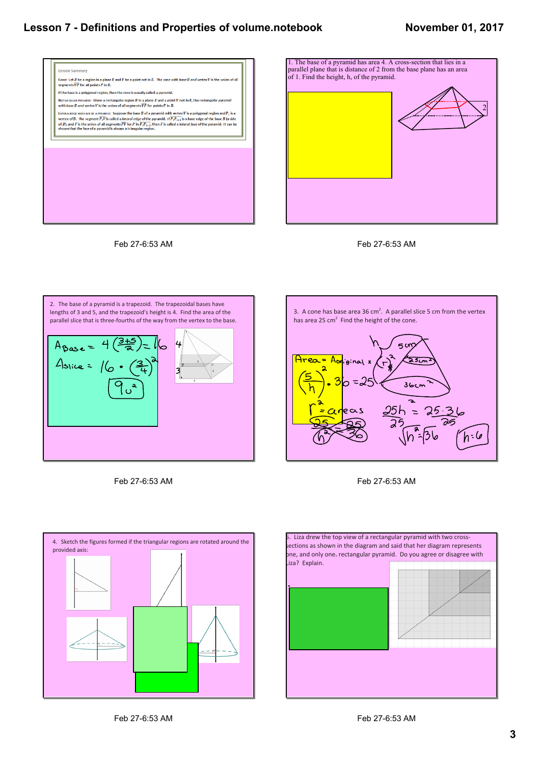Lesson Summary

CONE: Let $B$ be a region in a plane $E$ and $V$ be a point not in $E$. The cone with base $B$ and vertex $V$ is the union of all segments $\overline{VP}$ for all points $P$ in $B$.

If the base is a polygonal region, then the cone is usually called a *pyramid*.

RECTANGULAR PYRAMID: Given a rectangular region $B$ in a plane $E$ and a point $V$ not in $E$, the *rectangular pyramid with base B and vertex V* is the union of all segments $\overline{VP}$ for points $P$ in $B$.

LATERAL EDGE AND FACE OF A PYRAMID: Suppose the base $B$ of a pyramid with vertex $V$ is a polygonal region and $P_i$ is a vertex of $B$. The segment $\overline{P_iV}$ is called a *lateral edge* of the pyramid. If $\overline{P_iP_{i+1}}$ is a base edge of the base $B$ (a side of $B$), and $F$ is the union of all segments $\overline{PV}$ for $P$ in $\overline{P_iP_{i+1}}$, then $F$ is called a *lateral face* of the pyramid. It can be shown that the face of a pyramid is always a triangular region.

Feb 27-6:53 AM

1. The base of a pyramid has area 4. A cross-section that lies in a parallel plane that is distance of 2 from the base plane has an area of 1. Find the height, h, of the pyramid.

2

Feb 27-6:53 AM

2. The base of a pyramid is a trapezoid. The trapezoidal bases have lengths of 3 and 5, and the trapezoid's height is 4. Find the area of the parallel slice that is three-fourths of the way from the vertex to the base.

$A_{Base} = 4\left(\frac{3+5}{2}\right) = 16$

$A_{slice} = 16 \cdot \left(\frac{3}{4}\right)^2$

$9u^2$

4, 3, 5, 4, 3

Feb 27-6:53 AM

3. A cone has base area 36 cm². A parallel slice 5 cm from the vertex has area 25 cm² Find the height of the cone.

Area = $A_{original} \times (r)^2$

$\left(\frac{5}{h}\right)^2 \cdot 36 = 25$

$r^2$ = areas

$\frac{25}{h^2} = \frac{25}{36}$

h, 5 cm, 25 cm², 36 cm²

$\frac{25h^2}{25} = \frac{25 \cdot 36}{25}$

$\sqrt{h^2} = \sqrt{36}$

$h = 6$

Feb 27-6:53 AM

4. Sketch the figures formed if the triangular regions are rotated around the provided axis:

Feb 27-6:53 AM

5. Liza drew the top view of a rectangular pyramid with two cross-sections as shown in the diagram and said that her diagram represents one, and only one, rectangular pyramid. Do you agree or disagree with Liza? Explain.

Feb 27-6:53 AM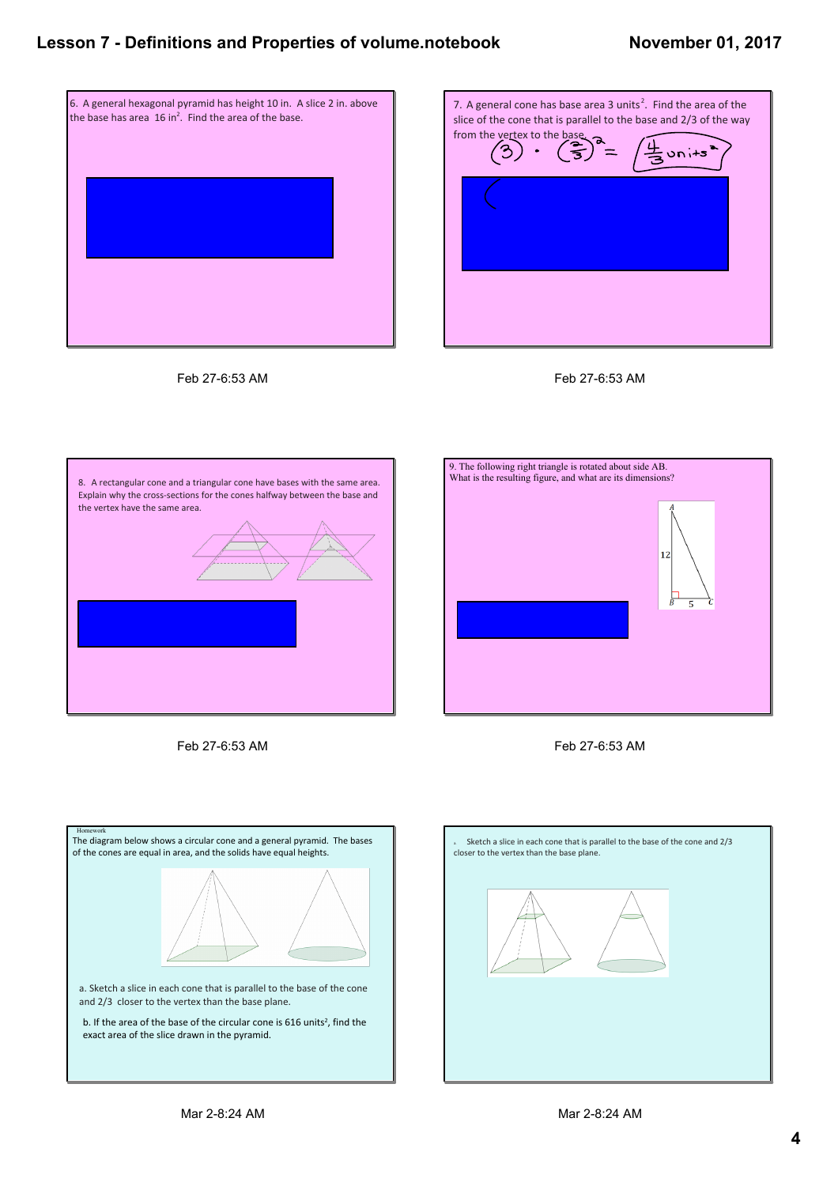6. A general hexagonal pyramid has height 10 in. A slice 2 in. above the base has area 16 in$^2$. Find the area of the base.

Feb 27-6:53 AM

7. A general cone has base area 3 units$^2$. Find the area of the slice of the cone that is parallel to the base and 2/3 of the way from the vertex to the base.

$(3) \cdot \left(\frac{2}{3}\right)^2 = \frac{4}{3}$ units$^2$

Feb 27-6:53 AM

8. A rectangular cone and a triangular cone have bases with the same area. Explain why the cross-sections for the cones halfway between the base and the vertex have the same area.

Feb 27-6:53 AM

9. The following right triangle is rotated about side AB. What is the resulting figure, and what are its dimensions?

A, B, C; 12; 5

Feb 27-6:53 AM

Homework

The diagram below shows a circular cone and a general pyramid. The bases of the cones are equal in area, and the solids have equal heights.

a. Sketch a slice in each cone that is parallel to the base of the cone and 2/3 closer to the vertex than the base plane.

b. If the area of the base of the circular cone is 616 units$^2$, find the exact area of the slice drawn in the pyramid.

Mar 2-8:24 AM

a. Sketch a slice in each cone that is parallel to the base of the cone and 2/3 closer to the vertex than the base plane.

Mar 2-8:24 AM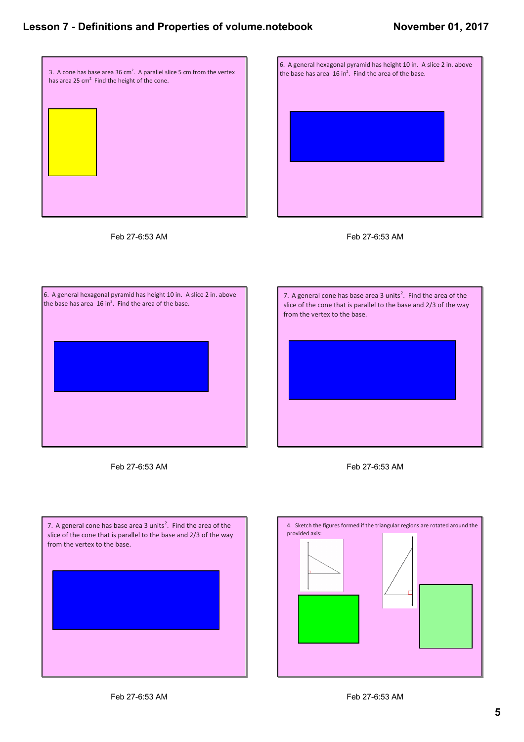3. A cone has base area 36 $cm^2$. A parallel slice 5 cm from the vertex has area 25 $cm^2$ Find the height of the cone.

Feb 27-6:53 AM

6. A general hexagonal pyramid has height 10 in. A slice 2 in. above the base has area 16 $in^2$. Find the area of the base.

Feb 27-6:53 AM

6. A general hexagonal pyramid has height 10 in. A slice 2 in. above the base has area 16 $in^2$. Find the area of the base.

Feb 27-6:53 AM

7. A general cone has base area 3 $units^2$. Find the area of the slice of the cone that is parallel to the base and 2/3 of the way from the vertex to the base.

Feb 27-6:53 AM

7. A general cone has base area 3 $units^2$. Find the area of the slice of the cone that is parallel to the base and 2/3 of the way from the vertex to the base.

Feb 27-6:53 AM

4. Sketch the figures formed if the triangular regions are rotated around the provided axis:

Feb 27-6:53 AM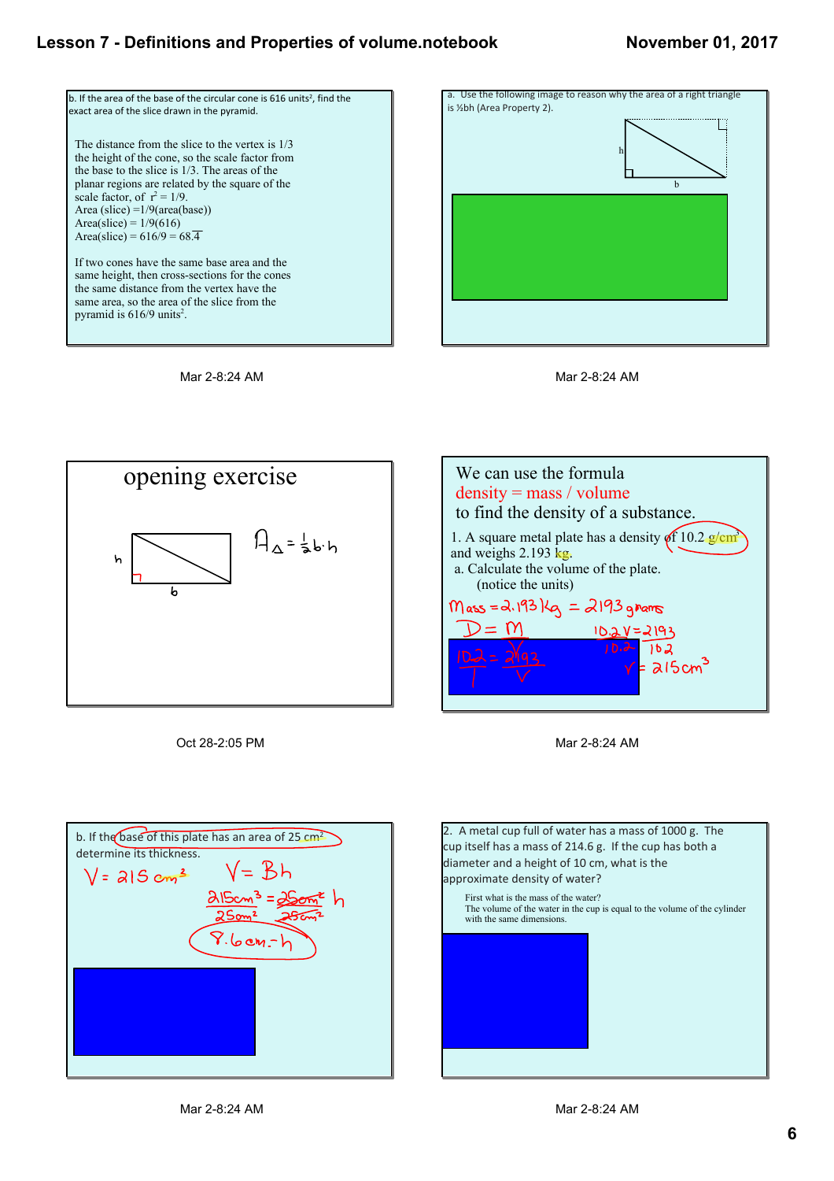b. If the area of the base of the circular cone is 616 units$^2$, find the exact area of the slice drawn in the pyramid.

The distance from the slice to the vertex is 1/3 the height of the cone, so the scale factor from the base to the slice is 1/3. The areas of the planar regions are related by the square of the scale factor, of $r^2 = 1/9$.

Area (slice) =1/9(area(base))

Area(slice) = 1/9(616)

Area(slice) = 616/9 = $68.\overline{4}$

If two cones have the same base area and the same height, then cross-sections for the cones the same distance from the vertex have the same area, so the area of the slice from the pyramid is 616/9 units$^2$.

Mar 2-8:24 AM

a. Use the following image to reason why the area of a right triangle is ½bh (Area Property 2).

Mar 2-8:24 AM

# opening exercise

$A_\triangle = \frac{1}{2} b \cdot h$

Oct 28-2:05 PM

We can use the formula

density = mass / volume

to find the density of a substance.

1. A square metal plate has a density of 10.2 g/cm$^3$ and weighs 2.193 kg.

a. Calculate the volume of the plate. (notice the units)

Mass = 2.193 kg = 2193 grams

$D = \frac{M}{V}$

$\frac{10.2}{1} = \frac{2193}{V}$

$\frac{10.2V}{10.2} = \frac{2193}{10.2}$

$V = 215 \text{ cm}^3$

Mar 2-8:24 AM

b. If the base of this plate has an area of 25 cm$^2$ determine its thickness.

$V = 215 \text{ cm}^3$

$V = Bh$

$\frac{215\text{cm}^3}{25\text{cm}^2} = \frac{25\text{cm}^2}{25\text{cm}^2} h$

$8.6 \text{ cm} = h$

Mar 2-8:24 AM

2. A metal cup full of water has a mass of 1000 g. The cup itself has a mass of 214.6 g. If the cup has both a diameter and a height of 10 cm, what is the approximate density of water?

First what is the mass of the water?

The volume of the water in the cup is equal to the volume of the cylinder with the same dimensions.

Mar 2-8:24 AM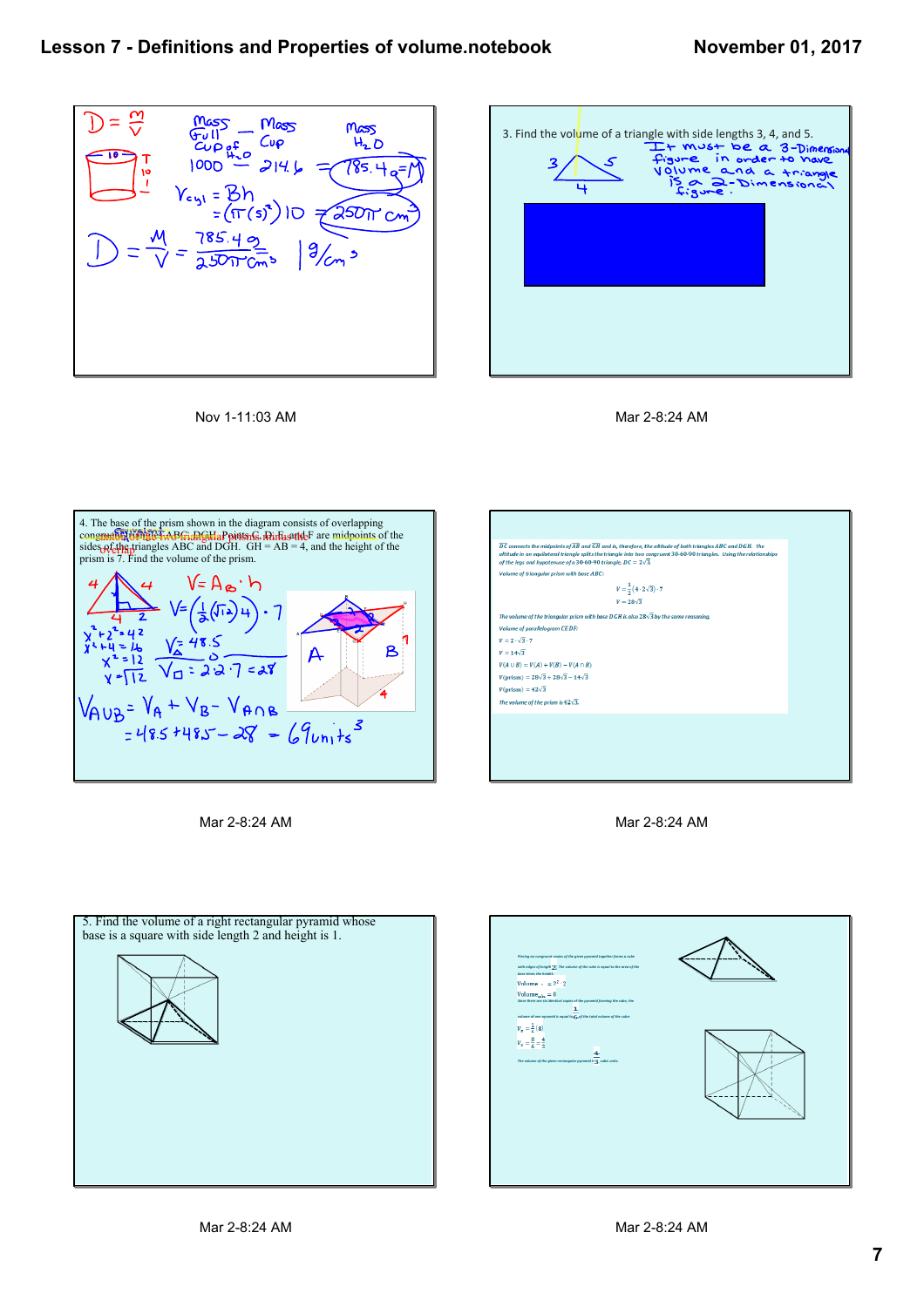$D = \frac{M}{V}$

Mass Full Cup of $H_2O$ − Mass Cup = Mass $H_2O$

$1000 - 214.6 = 785.4g = M$

$V_{cyl} = Bh$

$= (\pi(5)^2)10 = 250\pi \text{ cm}^3$

$D = \frac{M}{V} = \frac{785.4g}{250\pi \text{ cm}^3} \quad 1 g/cm^3$

Nov 1-11:03 AM

3. Find the volume of a triangle with side lengths 3, 4, and 5.

It must be a 3-Dimensional figure in order to have volume and a triangle is a 2-Dimensional figure.

Mar 2-8:24 AM

4. The base of the prism shown in the diagram consists of overlapping congruent equilateral triangles ABC and DGH. Points C, D, E, and F are midpoints of the sides of the triangles ABC and DGH. GH = AB = 4, and the height of the prism is 7. Find the volume of the prism.

$V = A_B \cdot h$

$V = \left(\frac{1}{2}(\sqrt{12})4\right) \cdot 7$

$x^2 + 2^2 = 4^2$

$x^2 + 4 = 16$

$x^2 = 12$

$x = \sqrt{12}$

$V_\triangle = 48.5$

$V_\square = 2 \cdot 2 \cdot 7 = 28$

$V_{A \cup B} = V_A + V_B - V_{A \cap B}$

$= 48.5 + 48.5 - 28 = 69 \text{ units}^3$

Mar 2-8:24 AM

$\overline{DC}$ connects the midpoints of $\overline{AB}$ and $\overline{GH}$ and is, therefore, the altitude of both triangles ABC and DGH. The altitude in an equilateral triangle splits the triangle into two congruent 30-60-90 triangles. Using the relationships of the legs and hypotenuse of a 30-60-90 triangle, $DC = 2\sqrt{3}$

Volume of triangular prism with base ABC:

$V = \frac{1}{2}(4 \cdot 2\sqrt{3}) \cdot 7$

$V = 28\sqrt{3}$

The volume of the triangular prism with base DGH is also $28\sqrt{3}$ by the same reasoning.

Volume of parallelogram CEDF:

$V = 2 \cdot \sqrt{3} \cdot 7$

$V = 14\sqrt{3}$

$V(A \cup B) = V(A) + V(B) - V(A \cap B)$

$V(\text{prism}) = 28\sqrt{3} + 28\sqrt{3} - 14\sqrt{3}$

$V(\text{prism}) = 42\sqrt{3}$

The volume of the prism is $42\sqrt{3}$.

Mar 2-8:24 AM

5. Find the volume of a right rectangular pyramid whose base is a square with side length 2 and height is 1.

Mar 2-8:24 AM

Placing six congruent copies of the given pyramid together forms a cube with edges of length 2. The volume of the cube is equal to the area of the base times the height.

$\text{Volume}_{cube} = 2^2 \cdot 2$

$\text{Volume}_{cube} = 8$

Since there are six identical copies of the pyramid forming the cube, the volume of one pyramid is equal to $\frac{1}{6}$ of the total volume of the cube:

$V_p = \frac{1}{6}(8)$

$V_p = \frac{8}{6} = \frac{4}{3}$

The volume of the given rectangular pyramid is $\frac{4}{3}$ cubic units.

Mar 2-8:24 AM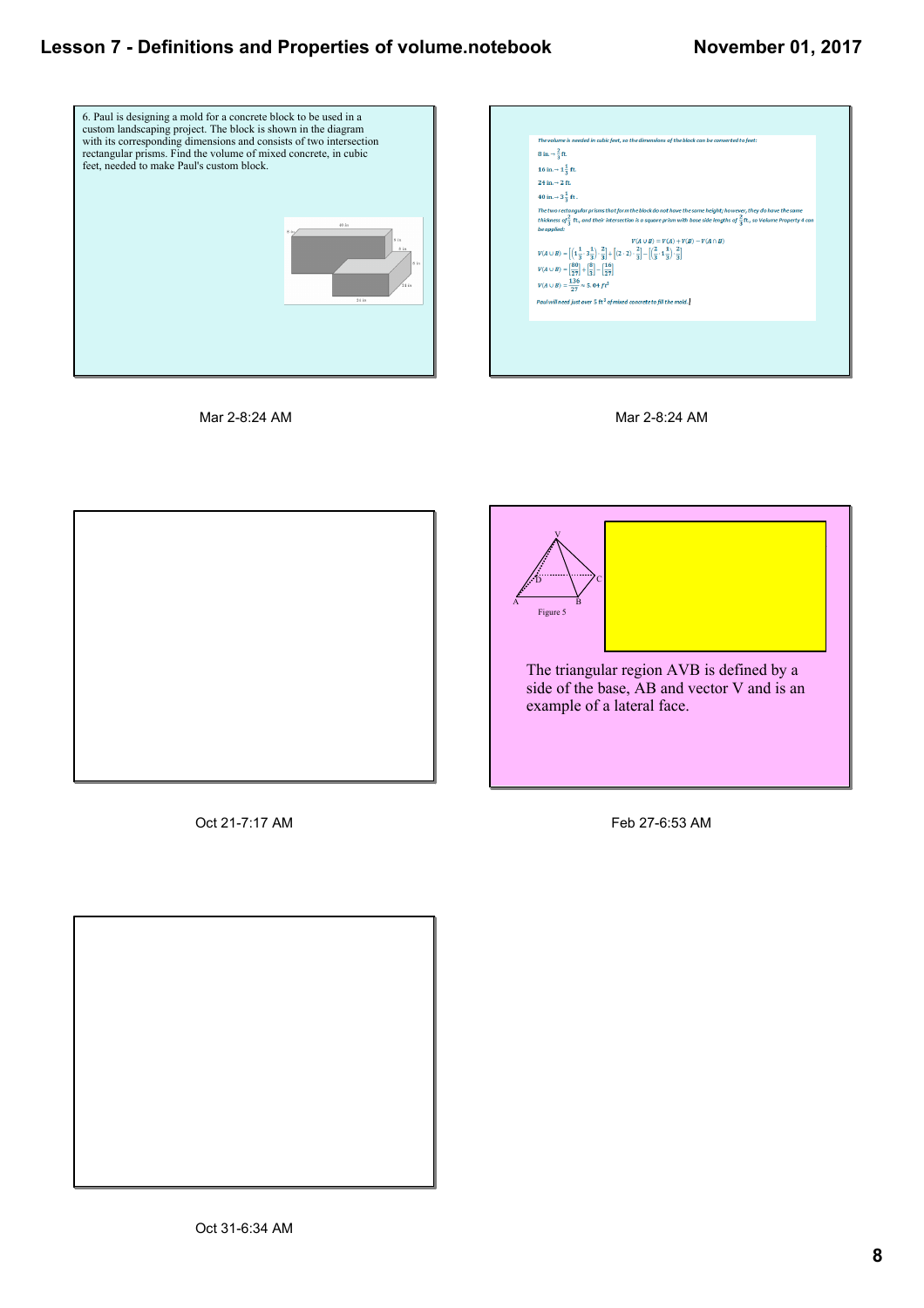6. Paul is designing a mold for a concrete block to be used in a custom landscaping project. The block is shown in the diagram with its corresponding dimensions and consists of two intersection rectangular prisms. Find the volume of mixed concrete, in cubic feet, needed to make Paul's custom block.

40 in

8 in

8 in

8 in

8 in

24 in

24 in

Mar 2-8:24 AM

*The volume is needed in cubic feet, so the dimensions of the block can be converted to feet:*

$8 \text{ in.} \to \frac{2}{3} \text{ ft.}$

$16 \text{ in.} \to 1\frac{1}{3} \text{ ft.}$

$24 \text{ in.} \to 2 \text{ ft.}$

$40 \text{ in.} \to 3\frac{1}{3} \text{ ft.}$

*The two rectangular prisms that form the block do not have the same height; however, they do have the same thickness of $\frac{2}{3}$ ft., and their intersection is a square prism with base side lengths of $\frac{2}{3}$ ft., so Volume Property 4 can be applied:*

$$V(A \cup B) = V(A) + V(B) - V(A \cap B)$$

$$V(A \cup B) = \left[\left(1\frac{1}{3} \cdot 3\frac{1}{3}\right) \cdot \frac{2}{3}\right] + \left[(2 \cdot 2) \cdot \frac{2}{3}\right] - \left[\left(\frac{2}{3} \cdot 1\frac{1}{3}\right) \cdot \frac{2}{3}\right]$$

$$V(A \cup B) = \left[\frac{80}{27}\right] + \left[\frac{8}{3}\right] - \left[\frac{16}{27}\right]$$

$$V(A \cup B) = \frac{136}{27} \approx 5.04 \text{ ft}^3$$

*Paul will need just over 5 ft$^3$ of mixed concrete to fill the mold.*

Mar 2-8:24 AM

Oct 21-7:17 AM

V

D

C

A

B

Figure 5

The triangular region AVB is defined by a side of the base, AB and vector V and is an example of a lateral face.

Feb 27-6:53 AM

Oct 31-6:34 AM